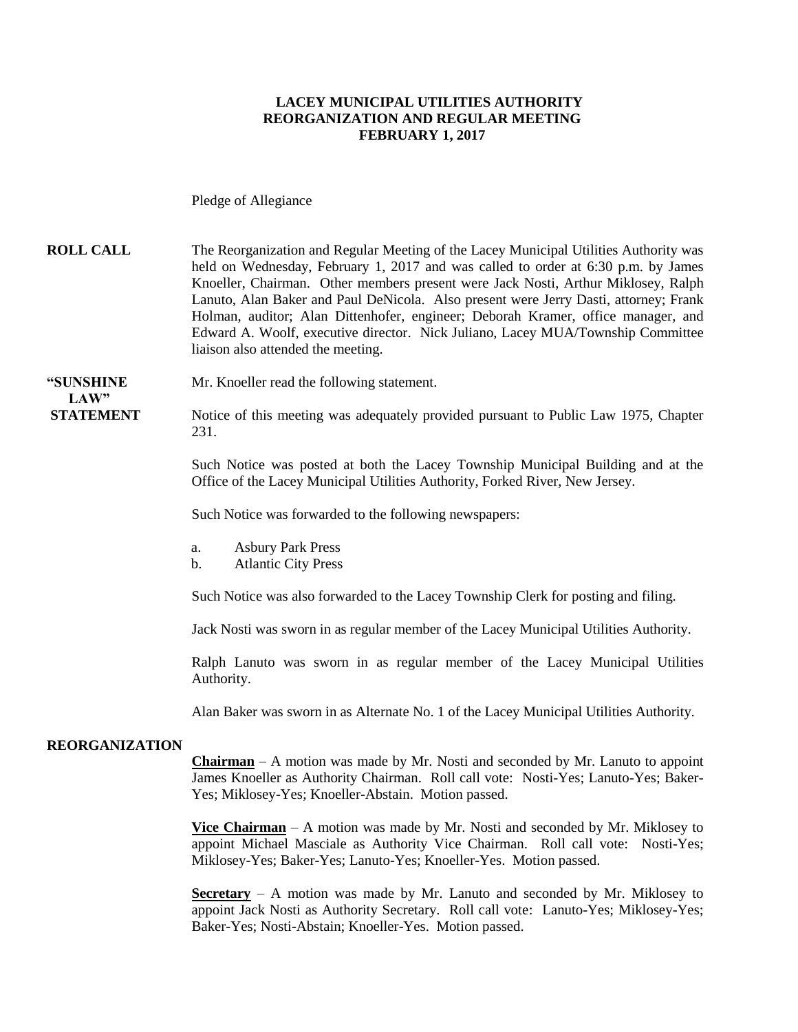# LACEY MUNICIPAL UTILITIES AUTHORITY
## REORGANIZATION AND REGULAR MEETING
## FEBRUARY 1, 2017

Pledge of Allegiance

**ROLL CALL** The Reorganization and Regular Meeting of the Lacey Municipal Utilities Authority was held on Wednesday, February 1, 2017 and was called to order at 6:30 p.m. by James Knoeller, Chairman. Other members present were Jack Nosti, Arthur Miklosey, Ralph Lanuto, Alan Baker and Paul DeNicola. Also present were Jerry Dasti, attorney; Frank Holman, auditor; Alan Dittenhofer, engineer; Deborah Kramer, office manager, and Edward A. Woolf, executive director. Nick Juliano, Lacey MUA/Township Committee liaison also attended the meeting.

**"SUNSHINE LAW" STATEMENT** Mr. Knoeller read the following statement.

Notice of this meeting was adequately provided pursuant to Public Law 1975, Chapter 231.

Such Notice was posted at both the Lacey Township Municipal Building and at the Office of the Lacey Municipal Utilities Authority, Forked River, New Jersey.

Such Notice was forwarded to the following newspapers:

a. Asbury Park Press
b. Atlantic City Press

Such Notice was also forwarded to the Lacey Township Clerk for posting and filing.

Jack Nosti was sworn in as regular member of the Lacey Municipal Utilities Authority.

Ralph Lanuto was sworn in as regular member of the Lacey Municipal Utilities Authority.

Alan Baker was sworn in as Alternate No. 1 of the Lacey Municipal Utilities Authority.

**REORGANIZATION**

**Chairman** – A motion was made by Mr. Nosti and seconded by Mr. Lanuto to appoint James Knoeller as Authority Chairman. Roll call vote: Nosti-Yes; Lanuto-Yes; Baker-Yes; Miklosey-Yes; Knoeller-Abstain. Motion passed.

**Vice Chairman** – A motion was made by Mr. Nosti and seconded by Mr. Miklosey to appoint Michael Masciale as Authority Vice Chairman. Roll call vote: Nosti-Yes; Miklosey-Yes; Baker-Yes; Lanuto-Yes; Knoeller-Yes. Motion passed.

**Secretary** – A motion was made by Mr. Lanuto and seconded by Mr. Miklosey to appoint Jack Nosti as Authority Secretary. Roll call vote: Lanuto-Yes; Miklosey-Yes; Baker-Yes; Nosti-Abstain; Knoeller-Yes. Motion passed.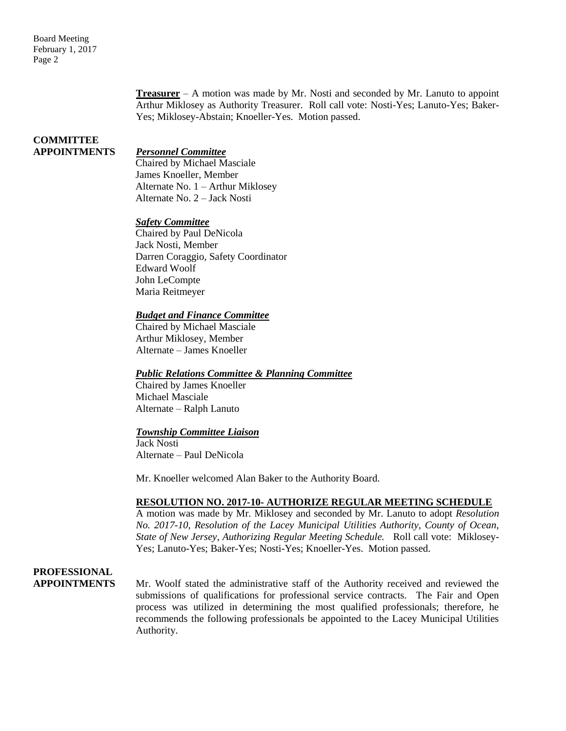**Treasurer** – A motion was made by Mr. Nosti and seconded by Mr. Lanuto to appoint Arthur Miklosey as Authority Treasurer. Roll call vote: Nosti-Yes; Lanuto-Yes; Baker-Yes; Miklosey-Abstain; Knoeller-Yes. Motion passed.

## COMMITTEE APPOINTMENTS

***Personnel Committee***
Chaired by Michael Masciale
James Knoeller, Member
Alternate No. 1 – Arthur Miklosey
Alternate No. 2 – Jack Nosti

***Safety Committee***
Chaired by Paul DeNicola
Jack Nosti, Member
Darren Coraggio, Safety Coordinator
Edward Woolf
John LeCompte
Maria Reitmeyer

***Budget and Finance Committee***
Chaired by Michael Masciale
Arthur Miklosey, Member
Alternate – James Knoeller

***Public Relations Committee & Planning Committee***
Chaired by James Knoeller
Michael Masciale
Alternate – Ralph Lanuto

***Township Committee Liaison***
Jack Nosti
Alternate – Paul DeNicola

Mr. Knoeller welcomed Alan Baker to the Authority Board.

**RESOLUTION NO. 2017-10- AUTHORIZE REGULAR MEETING SCHEDULE**
A motion was made by Mr. Miklosey and seconded by Mr. Lanuto to adopt *Resolution No. 2017-10, Resolution of the Lacey Municipal Utilities Authority, County of Ocean, State of New Jersey, Authorizing Regular Meeting Schedule.* Roll call vote: Miklosey-Yes; Lanuto-Yes; Baker-Yes; Nosti-Yes; Knoeller-Yes. Motion passed.

## PROFESSIONAL APPOINTMENTS

Mr. Woolf stated the administrative staff of the Authority received and reviewed the submissions of qualifications for professional service contracts. The Fair and Open process was utilized in determining the most qualified professionals; therefore, he recommends the following professionals be appointed to the Lacey Municipal Utilities Authority.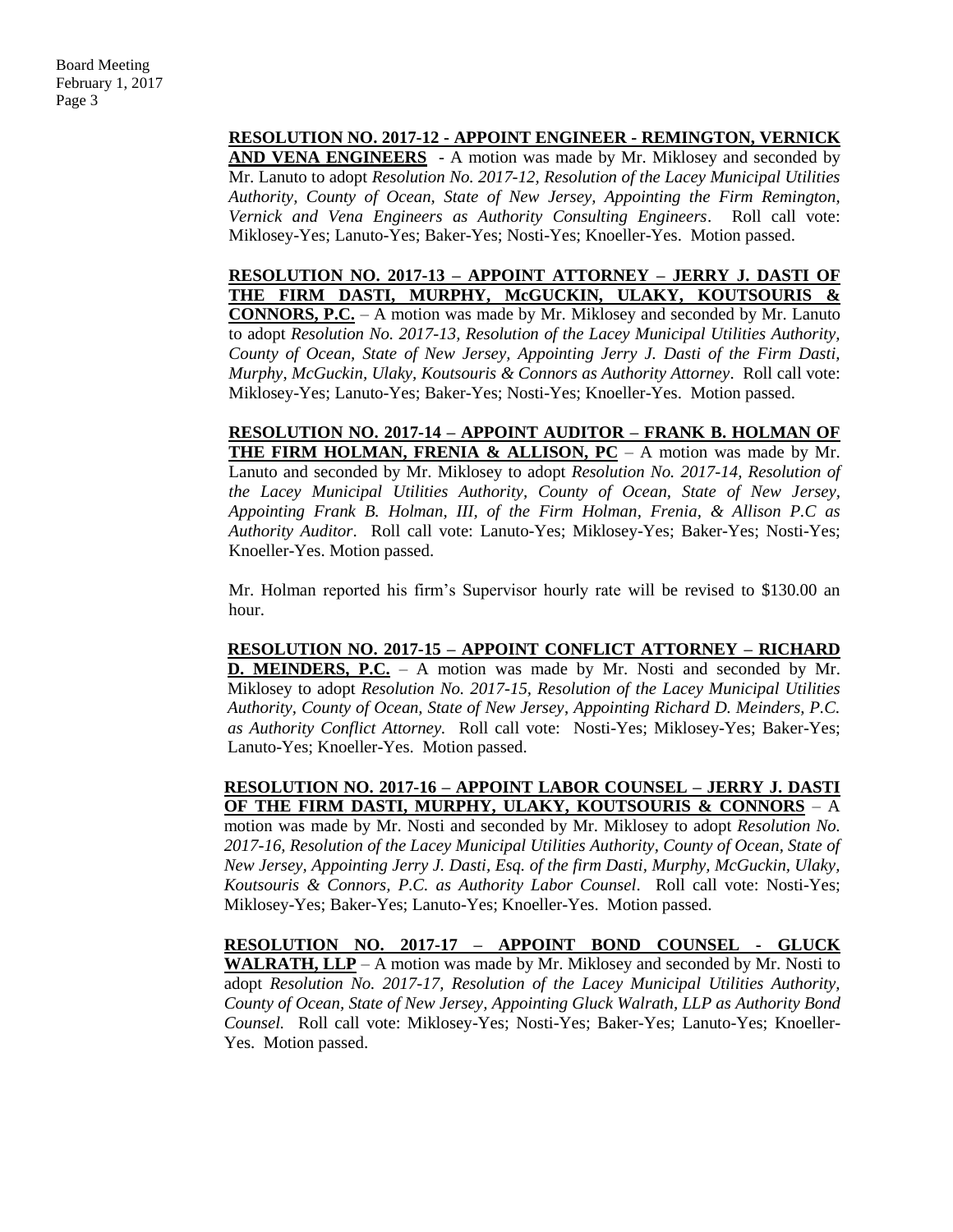**RESOLUTION NO. 2017-12 - APPOINT ENGINEER - REMINGTON, VERNICK AND VENA ENGINEERS** - A motion was made by Mr. Miklosey and seconded by Mr. Lanuto to adopt *Resolution No. 2017-12, Resolution of the Lacey Municipal Utilities Authority, County of Ocean, State of New Jersey, Appointing the Firm Remington, Vernick and Vena Engineers as Authority Consulting Engineers*. Roll call vote: Miklosey-Yes; Lanuto-Yes; Baker-Yes; Nosti-Yes; Knoeller-Yes. Motion passed.

**RESOLUTION NO. 2017-13 – APPOINT ATTORNEY – JERRY J. DASTI OF THE FIRM DASTI, MURPHY, McGUCKIN, ULAKY, KOUTSOURIS & CONNORS, P.C.** – A motion was made by Mr. Miklosey and seconded by Mr. Lanuto to adopt *Resolution No. 2017-13, Resolution of the Lacey Municipal Utilities Authority, County of Ocean, State of New Jersey, Appointing Jerry J. Dasti of the Firm Dasti, Murphy, McGuckin, Ulaky, Koutsouris & Connors as Authority Attorney*. Roll call vote: Miklosey-Yes; Lanuto-Yes; Baker-Yes; Nosti-Yes; Knoeller-Yes. Motion passed.

**RESOLUTION NO. 2017-14 – APPOINT AUDITOR – FRANK B. HOLMAN OF THE FIRM HOLMAN, FRENIA & ALLISON, PC** – A motion was made by Mr. Lanuto and seconded by Mr. Miklosey to adopt *Resolution No. 2017-14, Resolution of the Lacey Municipal Utilities Authority, County of Ocean, State of New Jersey, Appointing Frank B. Holman, III, of the Firm Holman, Frenia, & Allison P.C as Authority Auditor*. Roll call vote: Lanuto-Yes; Miklosey-Yes; Baker-Yes; Nosti-Yes; Knoeller-Yes. Motion passed.

Mr. Holman reported his firm's Supervisor hourly rate will be revised to $130.00 an hour.

**RESOLUTION NO. 2017-15 – APPOINT CONFLICT ATTORNEY – RICHARD D. MEINDERS, P.C.** – A motion was made by Mr. Nosti and seconded by Mr. Miklosey to adopt *Resolution No. 2017-15, Resolution of the Lacey Municipal Utilities Authority, County of Ocean, State of New Jersey, Appointing Richard D. Meinders, P.C. as Authority Conflict Attorney.* Roll call vote: Nosti-Yes; Miklosey-Yes; Baker-Yes; Lanuto-Yes; Knoeller-Yes. Motion passed.

**RESOLUTION NO. 2017-16 – APPOINT LABOR COUNSEL – JERRY J. DASTI OF THE FIRM DASTI, MURPHY, ULAKY, KOUTSOURIS & CONNORS** – A motion was made by Mr. Nosti and seconded by Mr. Miklosey to adopt *Resolution No. 2017-16, Resolution of the Lacey Municipal Utilities Authority, County of Ocean, State of New Jersey, Appointing Jerry J. Dasti, Esq. of the firm Dasti, Murphy, McGuckin, Ulaky, Koutsouris & Connors, P.C. as Authority Labor Counsel*. Roll call vote: Nosti-Yes; Miklosey-Yes; Baker-Yes; Lanuto-Yes; Knoeller-Yes. Motion passed.

**RESOLUTION NO. 2017-17 – APPOINT BOND COUNSEL - GLUCK WALRATH, LLP** – A motion was made by Mr. Miklosey and seconded by Mr. Nosti to adopt *Resolution No. 2017-17, Resolution of the Lacey Municipal Utilities Authority, County of Ocean, State of New Jersey, Appointing Gluck Walrath, LLP as Authority Bond Counsel.* Roll call vote: Miklosey-Yes; Nosti-Yes; Baker-Yes; Lanuto-Yes; Knoeller-Yes. Motion passed.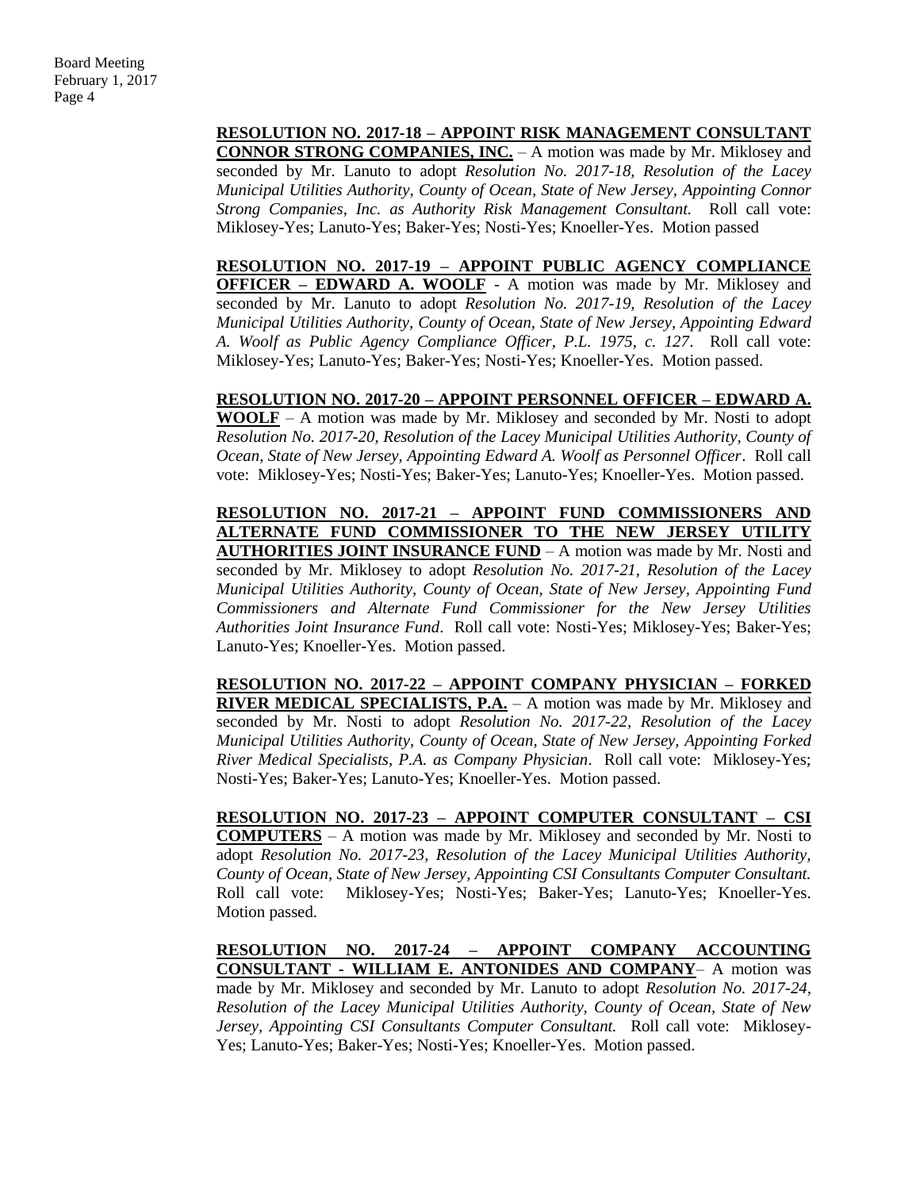**RESOLUTION NO. 2017-18 – APPOINT RISK MANAGEMENT CONSULTANT CONNOR STRONG COMPANIES, INC.** – A motion was made by Mr. Miklosey and seconded by Mr. Lanuto to adopt *Resolution No. 2017-18, Resolution of the Lacey Municipal Utilities Authority, County of Ocean, State of New Jersey, Appointing Connor Strong Companies, Inc. as Authority Risk Management Consultant.* Roll call vote: Miklosey-Yes; Lanuto-Yes; Baker-Yes; Nosti-Yes; Knoeller-Yes. Motion passed

**RESOLUTION NO. 2017-19 – APPOINT PUBLIC AGENCY COMPLIANCE OFFICER – EDWARD A. WOOLF** - A motion was made by Mr. Miklosey and seconded by Mr. Lanuto to adopt *Resolution No. 2017-19, Resolution of the Lacey Municipal Utilities Authority, County of Ocean, State of New Jersey, Appointing Edward A. Woolf as Public Agency Compliance Officer, P.L. 1975, c. 127*. Roll call vote: Miklosey-Yes; Lanuto-Yes; Baker-Yes; Nosti-Yes; Knoeller-Yes. Motion passed.

**RESOLUTION NO. 2017-20 – APPOINT PERSONNEL OFFICER – EDWARD A. WOOLF** – A motion was made by Mr. Miklosey and seconded by Mr. Nosti to adopt *Resolution No. 2017-20, Resolution of the Lacey Municipal Utilities Authority, County of Ocean, State of New Jersey, Appointing Edward A. Woolf as Personnel Officer*. Roll call vote: Miklosey-Yes; Nosti-Yes; Baker-Yes; Lanuto-Yes; Knoeller-Yes. Motion passed.

**RESOLUTION NO. 2017-21 – APPOINT FUND COMMISSIONERS AND ALTERNATE FUND COMMISSIONER TO THE NEW JERSEY UTILITY AUTHORITIES JOINT INSURANCE FUND** – A motion was made by Mr. Nosti and seconded by Mr. Miklosey to adopt *Resolution No. 2017-21, Resolution of the Lacey Municipal Utilities Authority, County of Ocean, State of New Jersey, Appointing Fund Commissioners and Alternate Fund Commissioner for the New Jersey Utilities Authorities Joint Insurance Fund*. Roll call vote: Nosti-Yes; Miklosey-Yes; Baker-Yes; Lanuto-Yes; Knoeller-Yes. Motion passed.

**RESOLUTION NO. 2017-22 – APPOINT COMPANY PHYSICIAN – FORKED RIVER MEDICAL SPECIALISTS, P.A.** – A motion was made by Mr. Miklosey and seconded by Mr. Nosti to adopt *Resolution No. 2017-22, Resolution of the Lacey Municipal Utilities Authority, County of Ocean, State of New Jersey, Appointing Forked River Medical Specialists, P.A. as Company Physician*. Roll call vote: Miklosey-Yes; Nosti-Yes; Baker-Yes; Lanuto-Yes; Knoeller-Yes. Motion passed.

**RESOLUTION NO. 2017-23 – APPOINT COMPUTER CONSULTANT – CSI COMPUTERS** – A motion was made by Mr. Miklosey and seconded by Mr. Nosti to adopt *Resolution No. 2017-23, Resolution of the Lacey Municipal Utilities Authority, County of Ocean, State of New Jersey, Appointing CSI Consultants Computer Consultant.* Roll call vote: Miklosey-Yes; Nosti-Yes; Baker-Yes; Lanuto-Yes; Knoeller-Yes. Motion passed.

**RESOLUTION NO. 2017-24 – APPOINT COMPANY ACCOUNTING CONSULTANT - WILLIAM E. ANTONIDES AND COMPANY**– A motion was made by Mr. Miklosey and seconded by Mr. Lanuto to adopt *Resolution No. 2017-24, Resolution of the Lacey Municipal Utilities Authority, County of Ocean, State of New Jersey, Appointing CSI Consultants Computer Consultant.* Roll call vote: Miklosey-Yes; Lanuto-Yes; Baker-Yes; Nosti-Yes; Knoeller-Yes. Motion passed.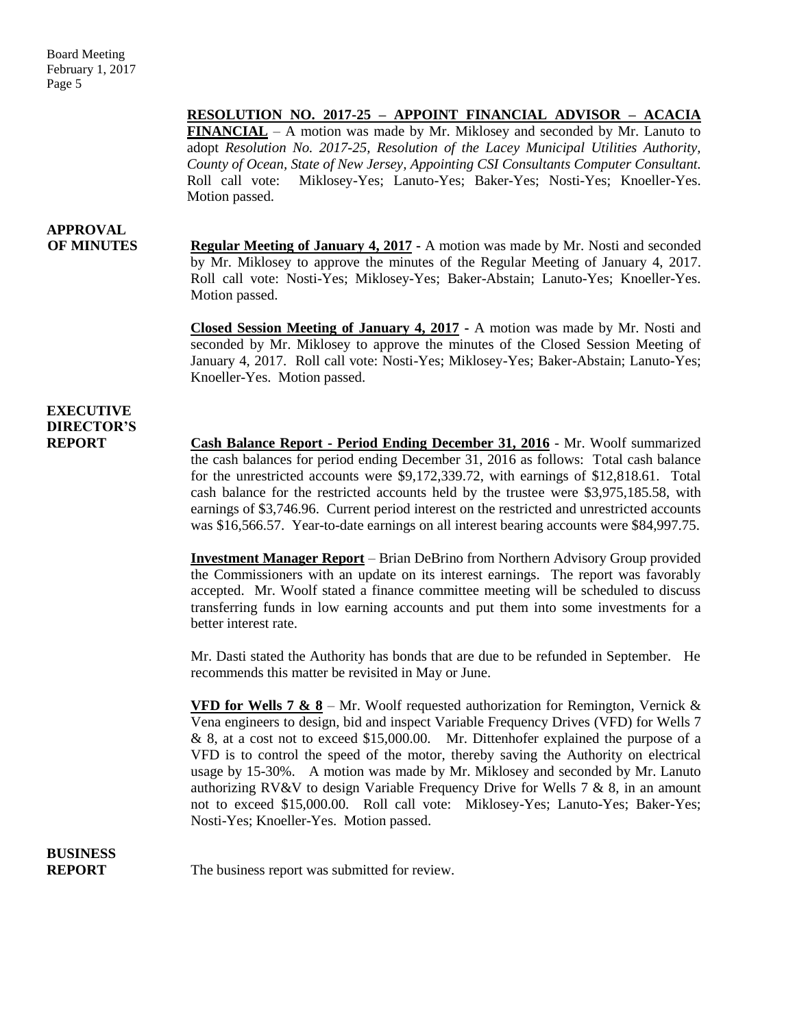**RESOLUTION NO. 2017-25 – APPOINT FINANCIAL ADVISOR – ACACIA FINANCIAL** – A motion was made by Mr. Miklosey and seconded by Mr. Lanuto to adopt *Resolution No. 2017-25, Resolution of the Lacey Municipal Utilities Authority, County of Ocean, State of New Jersey, Appointing CSI Consultants Computer Consultant.* Roll call vote: Miklosey-Yes; Lanuto-Yes; Baker-Yes; Nosti-Yes; Knoeller-Yes. Motion passed.

**APPROVAL OF MINUTES**

**Regular Meeting of January 4, 2017** - A motion was made by Mr. Nosti and seconded by Mr. Miklosey to approve the minutes of the Regular Meeting of January 4, 2017. Roll call vote: Nosti-Yes; Miklosey-Yes; Baker-Abstain; Lanuto-Yes; Knoeller-Yes. Motion passed.

**Closed Session Meeting of January 4, 2017** - A motion was made by Mr. Nosti and seconded by Mr. Miklosey to approve the minutes of the Closed Session Meeting of January 4, 2017. Roll call vote: Nosti-Yes; Miklosey-Yes; Baker-Abstain; Lanuto-Yes; Knoeller-Yes. Motion passed.

**EXECUTIVE DIRECTOR'S REPORT**

**Cash Balance Report - Period Ending December 31, 2016** - Mr. Woolf summarized the cash balances for period ending December 31, 2016 as follows: Total cash balance for the unrestricted accounts were $9,172,339.72, with earnings of $12,818.61. Total cash balance for the restricted accounts held by the trustee were $3,975,185.58, with earnings of $3,746.96. Current period interest on the restricted and unrestricted accounts was $16,566.57. Year-to-date earnings on all interest bearing accounts were $84,997.75.

**Investment Manager Report** – Brian DeBrino from Northern Advisory Group provided the Commissioners with an update on its interest earnings. The report was favorably accepted. Mr. Woolf stated a finance committee meeting will be scheduled to discuss transferring funds in low earning accounts and put them into some investments for a better interest rate.

Mr. Dasti stated the Authority has bonds that are due to be refunded in September. He recommends this matter be revisited in May or June.

**VFD for Wells 7 & 8** – Mr. Woolf requested authorization for Remington, Vernick & Vena engineers to design, bid and inspect Variable Frequency Drives (VFD) for Wells 7 & 8, at a cost not to exceed $15,000.00. Mr. Dittenhofer explained the purpose of a VFD is to control the speed of the motor, thereby saving the Authority on electrical usage by 15-30%. A motion was made by Mr. Miklosey and seconded by Mr. Lanuto authorizing RV&V to design Variable Frequency Drive for Wells 7 & 8, in an amount not to exceed $15,000.00. Roll call vote: Miklosey-Yes; Lanuto-Yes; Baker-Yes; Nosti-Yes; Knoeller-Yes. Motion passed.

**BUSINESS REPORT**

The business report was submitted for review.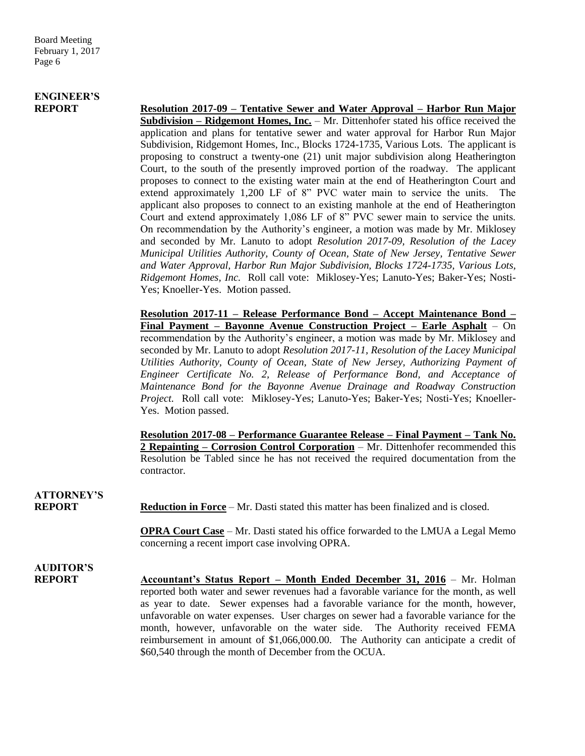## ENGINEER'S REPORT

**Resolution 2017-09 – Tentative Sewer and Water Approval – Harbor Run Major Subdivision – Ridgemont Homes, Inc.** – Mr. Dittenhofer stated his office received the application and plans for tentative sewer and water approval for Harbor Run Major Subdivision, Ridgemont Homes, Inc., Blocks 1724-1735, Various Lots. The applicant is proposing to construct a twenty-one (21) unit major subdivision along Heatherington Court, to the south of the presently improved portion of the roadway. The applicant proposes to connect to the existing water main at the end of Heatherington Court and extend approximately 1,200 LF of 8" PVC water main to service the units. The applicant also proposes to connect to an existing manhole at the end of Heatherington Court and extend approximately 1,086 LF of 8" PVC sewer main to service the units. On recommendation by the Authority's engineer, a motion was made by Mr. Miklosey and seconded by Mr. Lanuto to adopt *Resolution 2017-09, Resolution of the Lacey Municipal Utilities Authority, County of Ocean, State of New Jersey, Tentative Sewer and Water Approval, Harbor Run Major Subdivision, Blocks 1724-1735, Various Lots, Ridgemont Homes, Inc.* Roll call vote: Miklosey-Yes; Lanuto-Yes; Baker-Yes; Nosti-Yes; Knoeller-Yes. Motion passed.

**Resolution 2017-11 – Release Performance Bond – Accept Maintenance Bond – Final Payment – Bayonne Avenue Construction Project – Earle Asphalt** – On recommendation by the Authority's engineer, a motion was made by Mr. Miklosey and seconded by Mr. Lanuto to adopt *Resolution 2017-11, Resolution of the Lacey Municipal Utilities Authority, County of Ocean, State of New Jersey, Authorizing Payment of Engineer Certificate No. 2, Release of Performance Bond, and Acceptance of Maintenance Bond for the Bayonne Avenue Drainage and Roadway Construction Project.* Roll call vote: Miklosey-Yes; Lanuto-Yes; Baker-Yes; Nosti-Yes; Knoeller-Yes. Motion passed.

**Resolution 2017-08 – Performance Guarantee Release – Final Payment – Tank No. 2 Repainting – Corrosion Control Corporation** – Mr. Dittenhofer recommended this Resolution be Tabled since he has not received the required documentation from the contractor.

## ATTORNEY'S REPORT

**Reduction in Force** – Mr. Dasti stated this matter has been finalized and is closed.

**OPRA Court Case** – Mr. Dasti stated his office forwarded to the LMUA a Legal Memo concerning a recent import case involving OPRA.

## AUDITOR'S REPORT

**Accountant's Status Report – Month Ended December 31, 2016** – Mr. Holman reported both water and sewer revenues had a favorable variance for the month, as well as year to date. Sewer expenses had a favorable variance for the month, however, unfavorable on water expenses. User charges on sewer had a favorable variance for the month, however, unfavorable on the water side. The Authority received FEMA reimbursement in amount of $1,066,000.00. The Authority can anticipate a credit of $60,540 through the month of December from the OCUA.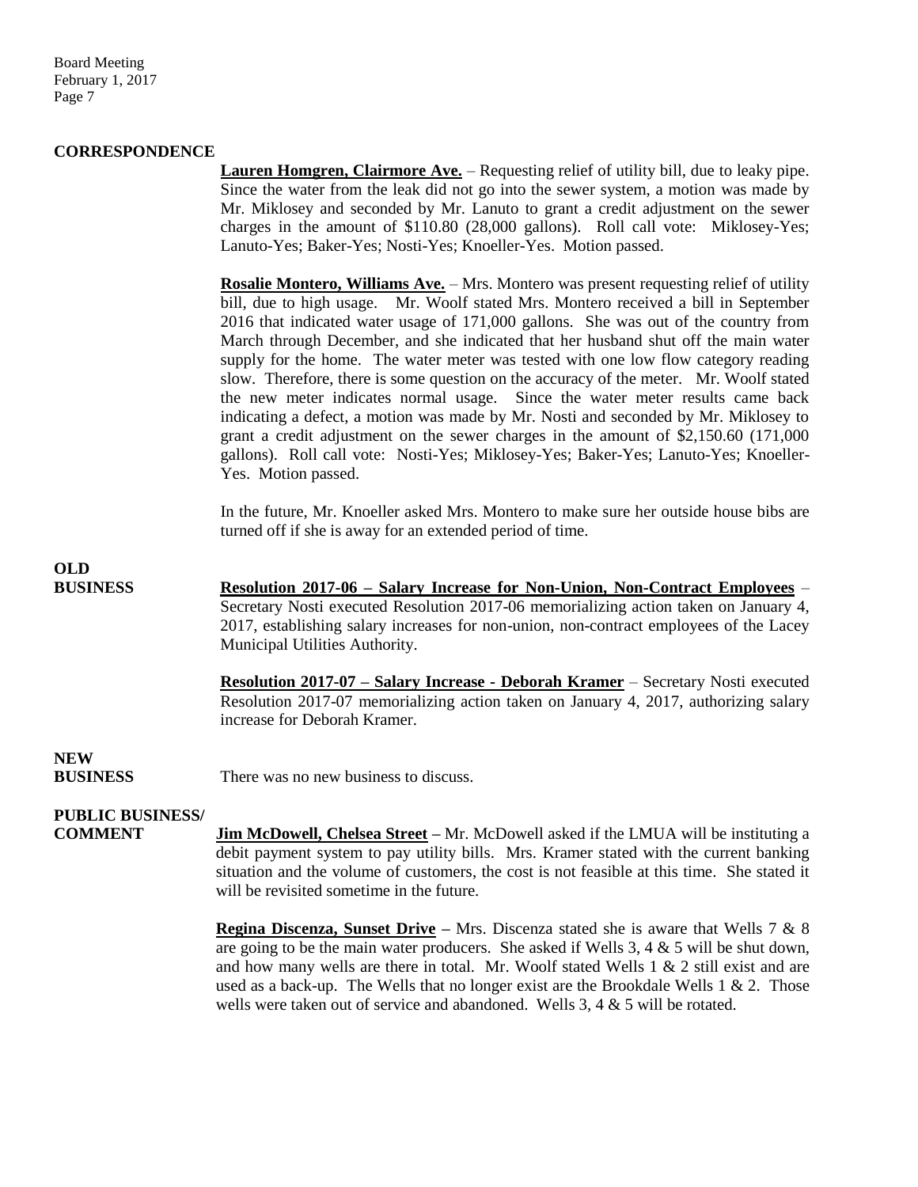**CORRESPONDENCE**

**Lauren Homgren, Clairmore Ave.** – Requesting relief of utility bill, due to leaky pipe. Since the water from the leak did not go into the sewer system, a motion was made by Mr. Miklosey and seconded by Mr. Lanuto to grant a credit adjustment on the sewer charges in the amount of $110.80 (28,000 gallons). Roll call vote: Miklosey-Yes; Lanuto-Yes; Baker-Yes; Nosti-Yes; Knoeller-Yes. Motion passed.

**Rosalie Montero, Williams Ave.** – Mrs. Montero was present requesting relief of utility bill, due to high usage. Mr. Woolf stated Mrs. Montero received a bill in September 2016 that indicated water usage of 171,000 gallons. She was out of the country from March through December, and she indicated that her husband shut off the main water supply for the home. The water meter was tested with one low flow category reading slow. Therefore, there is some question on the accuracy of the meter. Mr. Woolf stated the new meter indicates normal usage. Since the water meter results came back indicating a defect, a motion was made by Mr. Nosti and seconded by Mr. Miklosey to grant a credit adjustment on the sewer charges in the amount of $2,150.60 (171,000 gallons). Roll call vote: Nosti-Yes; Miklosey-Yes; Baker-Yes; Lanuto-Yes; Knoeller-Yes. Motion passed.

In the future, Mr. Knoeller asked Mrs. Montero to make sure her outside house bibs are turned off if she is away for an extended period of time.

**OLD BUSINESS**

**Resolution 2017-06 – Salary Increase for Non-Union, Non-Contract Employees** – Secretary Nosti executed Resolution 2017-06 memorializing action taken on January 4, 2017, establishing salary increases for non-union, non-contract employees of the Lacey Municipal Utilities Authority.

**Resolution 2017-07 – Salary Increase - Deborah Kramer** – Secretary Nosti executed Resolution 2017-07 memorializing action taken on January 4, 2017, authorizing salary increase for Deborah Kramer.

**NEW BUSINESS**

There was no new business to discuss.

**PUBLIC BUSINESS/ COMMENT**

**Jim McDowell, Chelsea Street –** Mr. McDowell asked if the LMUA will be instituting a debit payment system to pay utility bills. Mrs. Kramer stated with the current banking situation and the volume of customers, the cost is not feasible at this time. She stated it will be revisited sometime in the future.

**Regina Discenza, Sunset Drive –** Mrs. Discenza stated she is aware that Wells 7 & 8 are going to be the main water producers. She asked if Wells 3, 4 & 5 will be shut down, and how many wells are there in total. Mr. Woolf stated Wells 1 & 2 still exist and are used as a back-up. The Wells that no longer exist are the Brookdale Wells 1 & 2. Those wells were taken out of service and abandoned. Wells 3, 4 & 5 will be rotated.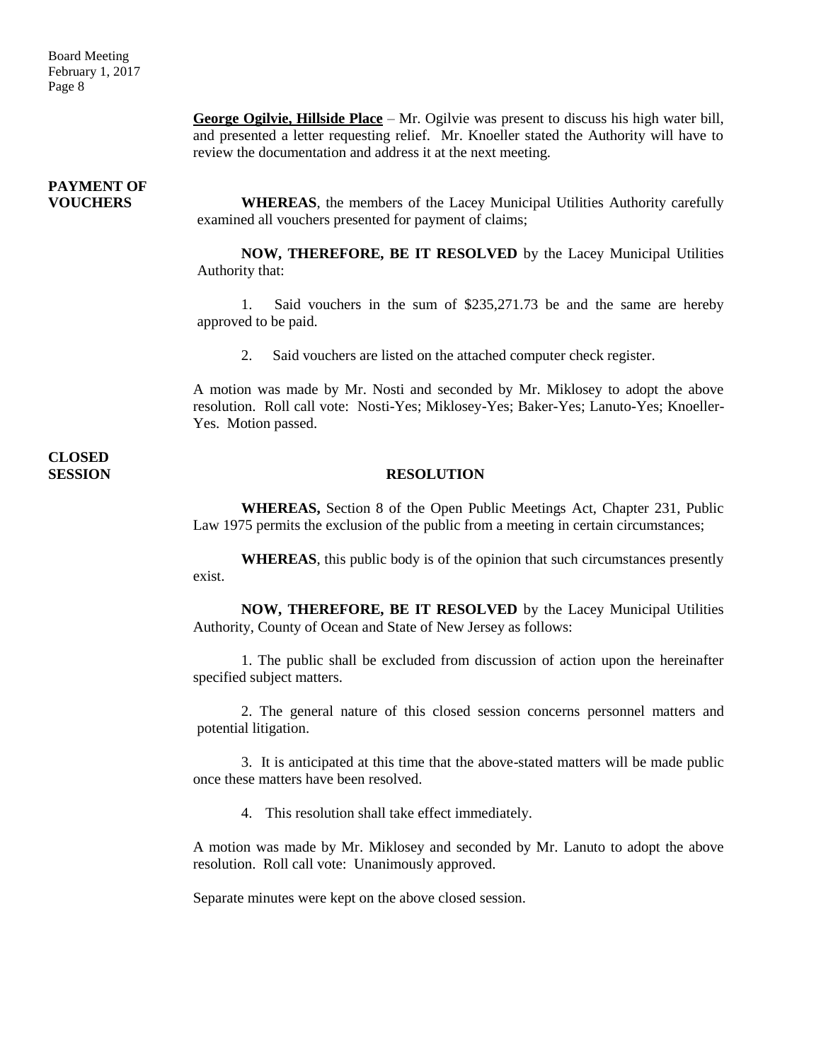**George Ogilvie, Hillside Place** – Mr. Ogilvie was present to discuss his high water bill, and presented a letter requesting relief. Mr. Knoeller stated the Authority will have to review the documentation and address it at the next meeting.

**PAYMENT OF VOUCHERS**

**WHEREAS**, the members of the Lacey Municipal Utilities Authority carefully examined all vouchers presented for payment of claims;

**NOW, THEREFORE, BE IT RESOLVED** by the Lacey Municipal Utilities Authority that:

1. Said vouchers in the sum of $235,271.73 be and the same are hereby approved to be paid.

2. Said vouchers are listed on the attached computer check register.

A motion was made by Mr. Nosti and seconded by Mr. Miklosey to adopt the above resolution. Roll call vote: Nosti-Yes; Miklosey-Yes; Baker-Yes; Lanuto-Yes; Knoeller-Yes. Motion passed.

**CLOSED SESSION**

**RESOLUTION**

**WHEREAS,** Section 8 of the Open Public Meetings Act, Chapter 231, Public Law 1975 permits the exclusion of the public from a meeting in certain circumstances;

**WHEREAS**, this public body is of the opinion that such circumstances presently exist.

**NOW, THEREFORE, BE IT RESOLVED** by the Lacey Municipal Utilities Authority, County of Ocean and State of New Jersey as follows:

1. The public shall be excluded from discussion of action upon the hereinafter specified subject matters.

2. The general nature of this closed session concerns personnel matters and potential litigation.

3. It is anticipated at this time that the above-stated matters will be made public once these matters have been resolved.

4. This resolution shall take effect immediately.

A motion was made by Mr. Miklosey and seconded by Mr. Lanuto to adopt the above resolution. Roll call vote: Unanimously approved.

Separate minutes were kept on the above closed session.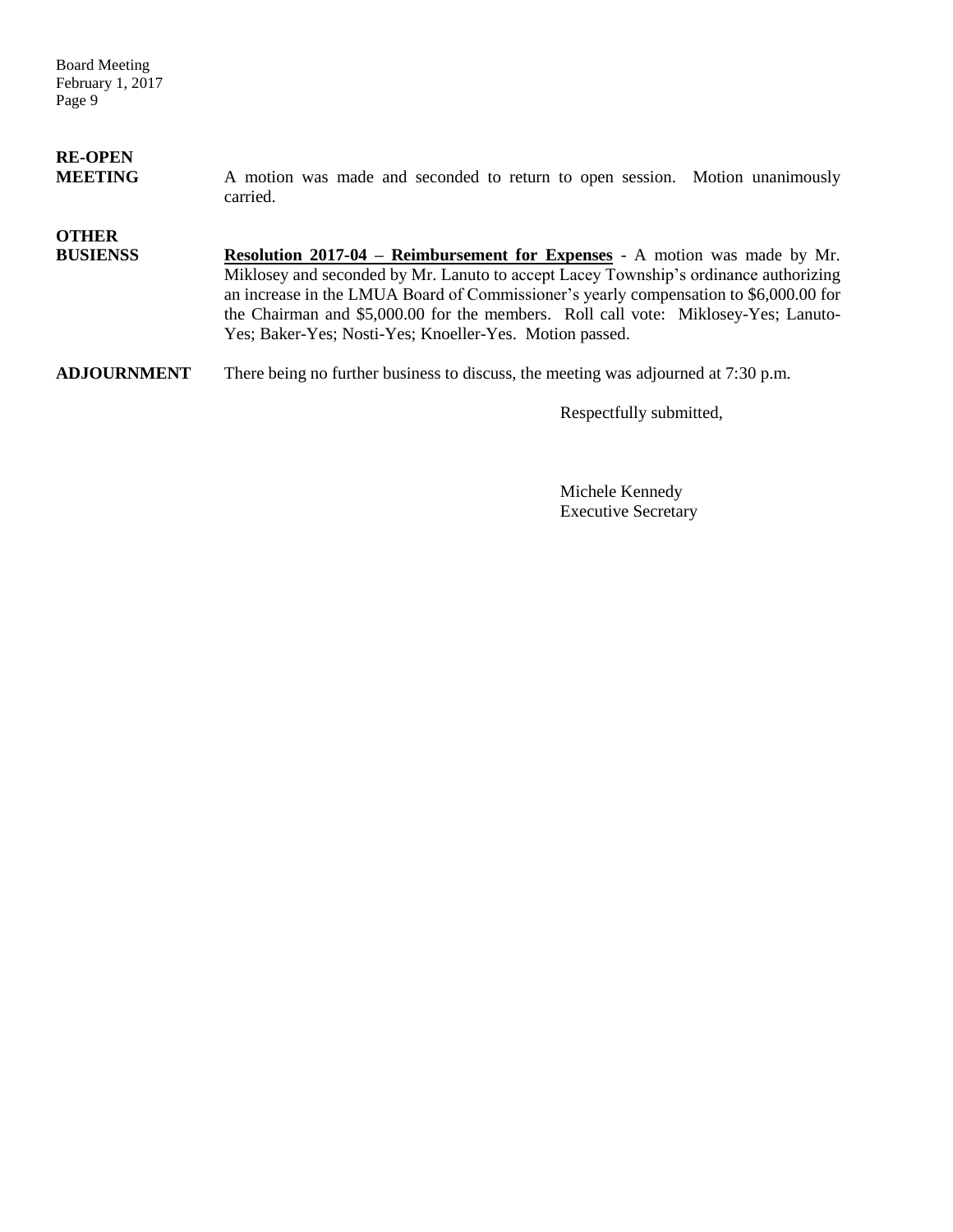**RE-OPEN MEETING**

A motion was made and seconded to return to open session. Motion unanimously carried.

**OTHER BUSIENSS**

**Resolution 2017-04 – Reimbursement for Expenses** - A motion was made by Mr. Miklosey and seconded by Mr. Lanuto to accept Lacey Township's ordinance authorizing an increase in the LMUA Board of Commissioner's yearly compensation to $6,000.00 for the Chairman and $5,000.00 for the members. Roll call vote: Miklosey-Yes; Lanuto-Yes; Baker-Yes; Nosti-Yes; Knoeller-Yes. Motion passed.

**ADJOURNMENT**

There being no further business to discuss, the meeting was adjourned at 7:30 p.m.

Respectfully submitted,

Michele Kennedy
Executive Secretary